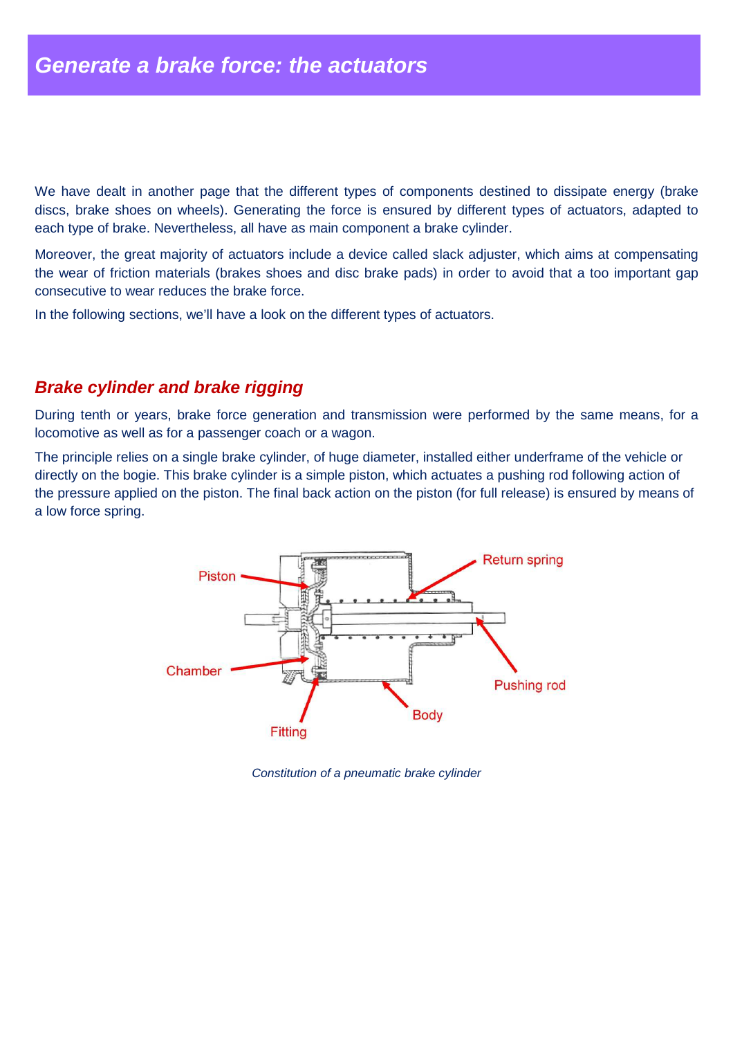# Generate a brake force: the actuators

We have dealt in another page that the different types of components destined to dissipate energy (brake discs, brake shoes on wheels). Generating the force is ensured by different types of actuators, adapted to each type of brake. Nevertheless, all have as main component a brake cylinder.

Moreover, the great majority of actuators include a device called slack adjuster, which aims at compensating the wear of friction materials (brakes shoes and disc brake pads) in order to avoid that a too important gap consecutive to wear reduces the brake force.

In the following sections, we'll have a look on the different types of actuators.

## Brake cylinder and brake rigging

During tenth or years, brake force generation and transmission were performed by the same means, for a locomotive as well as for a passenger coach or a wagon.

The principle relies on a single brake cylinder, of huge diameter, installed either underframe of the vehicle or directly on the bogie. This brake cylinder is a simple piston, which actuates a pushing rod following action of the pressure applied on the piston. The final back action on the piston (for full release) is ensured by means of a low force spring.

Piston
Return spring
Chamber
Pushing rod
Body
Fitting

*Constitution of a pneumatic brake cylinder*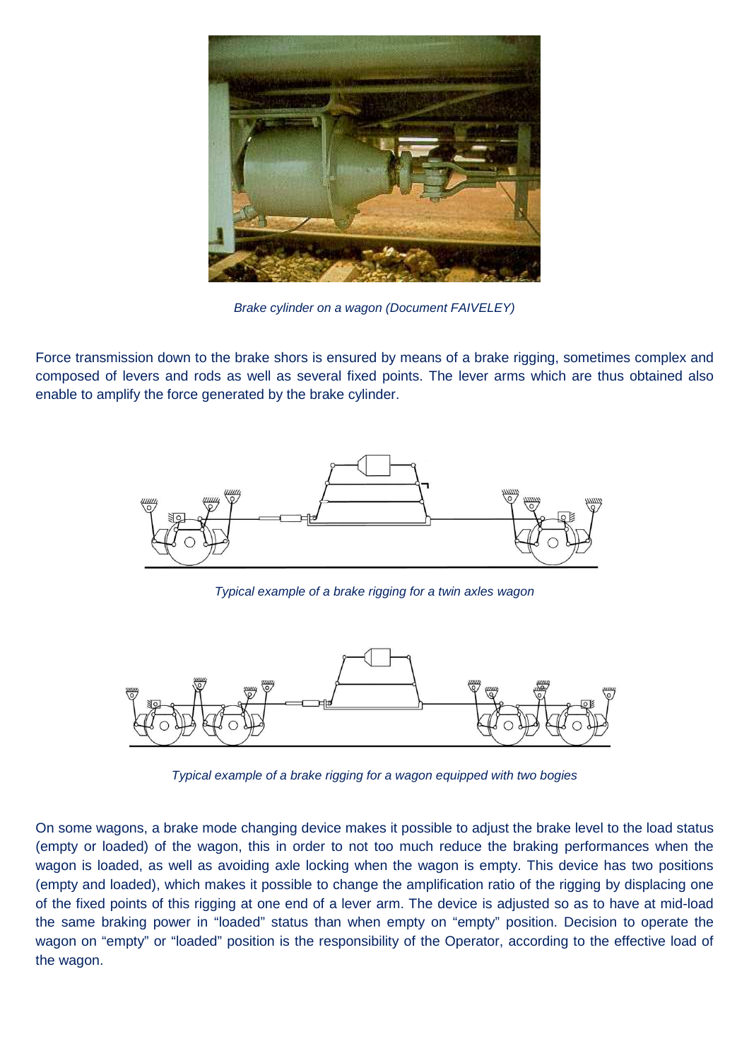*Brake cylinder on a wagon (Document FAIVELEY)*

Force transmission down to the brake shors is ensured by means of a brake rigging, sometimes complex and composed of levers and rods as well as several fixed points. The lever arms which are thus obtained also enable to amplify the force generated by the brake cylinder.

*Typical example of a brake rigging for a twin axles wagon*

*Typical example of a brake rigging for a wagon equipped with two bogies*

On some wagons, a brake mode changing device makes it possible to adjust the brake level to the load status (empty or loaded) of the wagon, this in order to not too much reduce the braking performances when the wagon is loaded, as well as avoiding axle locking when the wagon is empty. This device has two positions (empty and loaded), which makes it possible to change the amplification ratio of the rigging by displacing one of the fixed points of this rigging at one end of a lever arm. The device is adjusted so as to have at mid-load the same braking power in "loaded" status than when empty on "empty" position. Decision to operate the wagon on "empty" or "loaded" position is the responsibility of the Operator, according to the effective load of the wagon.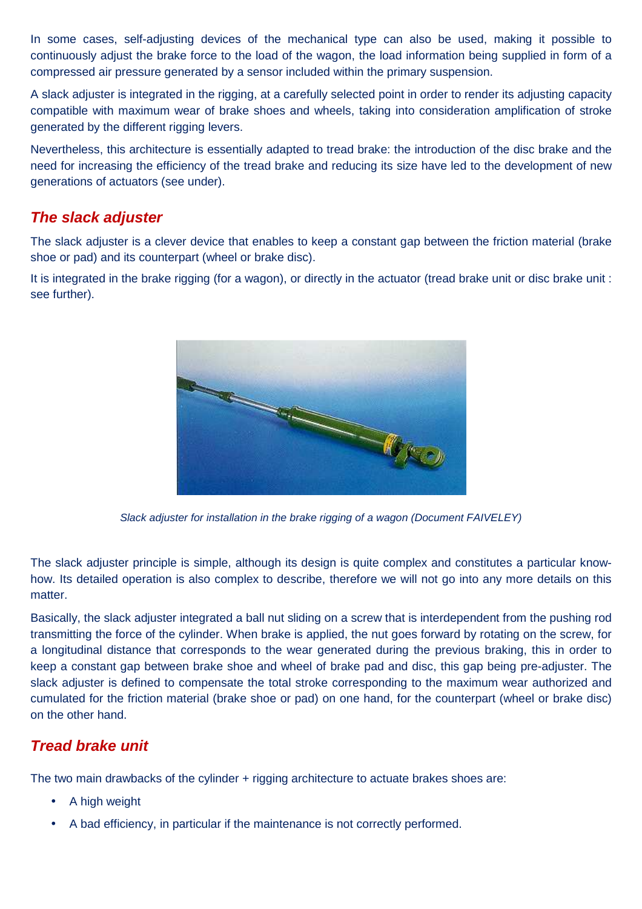In some cases, self-adjusting devices of the mechanical type can also be used, making it possible to continuously adjust the brake force to the load of the wagon, the load information being supplied in form of a compressed air pressure generated by a sensor included within the primary suspension.

A slack adjuster is integrated in the rigging, at a carefully selected point in order to render its adjusting capacity compatible with maximum wear of brake shoes and wheels, taking into consideration amplification of stroke generated by the different rigging levers.

Nevertheless, this architecture is essentially adapted to tread brake: the introduction of the disc brake and the need for increasing the efficiency of the tread brake and reducing its size have led to the development of new generations of actuators (see under).

## *The slack adjuster*

The slack adjuster is a clever device that enables to keep a constant gap between the friction material (brake shoe or pad) and its counterpart (wheel or brake disc).

It is integrated in the brake rigging (for a wagon), or directly in the actuator (tread brake unit or disc brake unit : see further).

*Slack adjuster for installation in the brake rigging of a wagon (Document FAIVELEY)*

The slack adjuster principle is simple, although its design is quite complex and constitutes a particular know-how. Its detailed operation is also complex to describe, therefore we will not go into any more details on this matter.

Basically, the slack adjuster integrated a ball nut sliding on a screw that is interdependent from the pushing rod transmitting the force of the cylinder. When brake is applied, the nut goes forward by rotating on the screw, for a longitudinal distance that corresponds to the wear generated during the previous braking, this in order to keep a constant gap between brake shoe and wheel of brake pad and disc, this gap being pre-adjuster. The slack adjuster is defined to compensate the total stroke corresponding to the maximum wear authorized and cumulated for the friction material (brake shoe or pad) on one hand, for the counterpart (wheel or brake disc) on the other hand.

## *Tread brake unit*

The two main drawbacks of the cylinder + rigging architecture to actuate brakes shoes are:

- A high weight
- A bad efficiency, in particular if the maintenance is not correctly performed.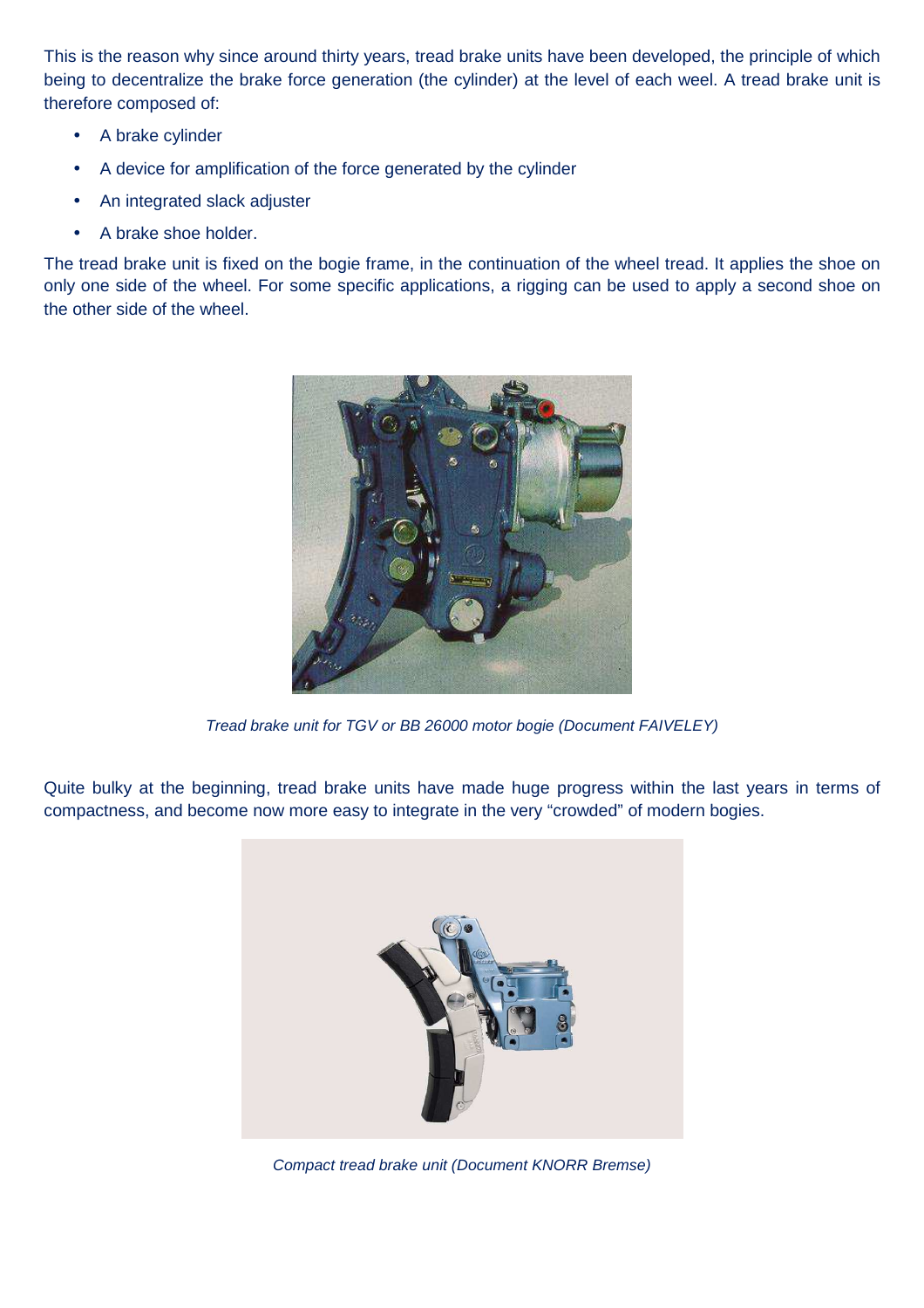This is the reason why since around thirty years, tread brake units have been developed, the principle of which being to decentralize the brake force generation (the cylinder) at the level of each weel. A tread brake unit is therefore composed of:

- A brake cylinder
- A device for amplification of the force generated by the cylinder
- An integrated slack adjuster
- A brake shoe holder.

The tread brake unit is fixed on the bogie frame, in the continuation of the wheel tread. It applies the shoe on only one side of the wheel. For some specific applications, a rigging can be used to apply a second shoe on the other side of the wheel.

*Tread brake unit for TGV or BB 26000 motor bogie (Document FAIVELEY)*

Quite bulky at the beginning, tread brake units have made huge progress within the last years in terms of compactness, and become now more easy to integrate in the very “crowded” of modern bogies.

*Compact tread brake unit (Document KNORR Bremse)*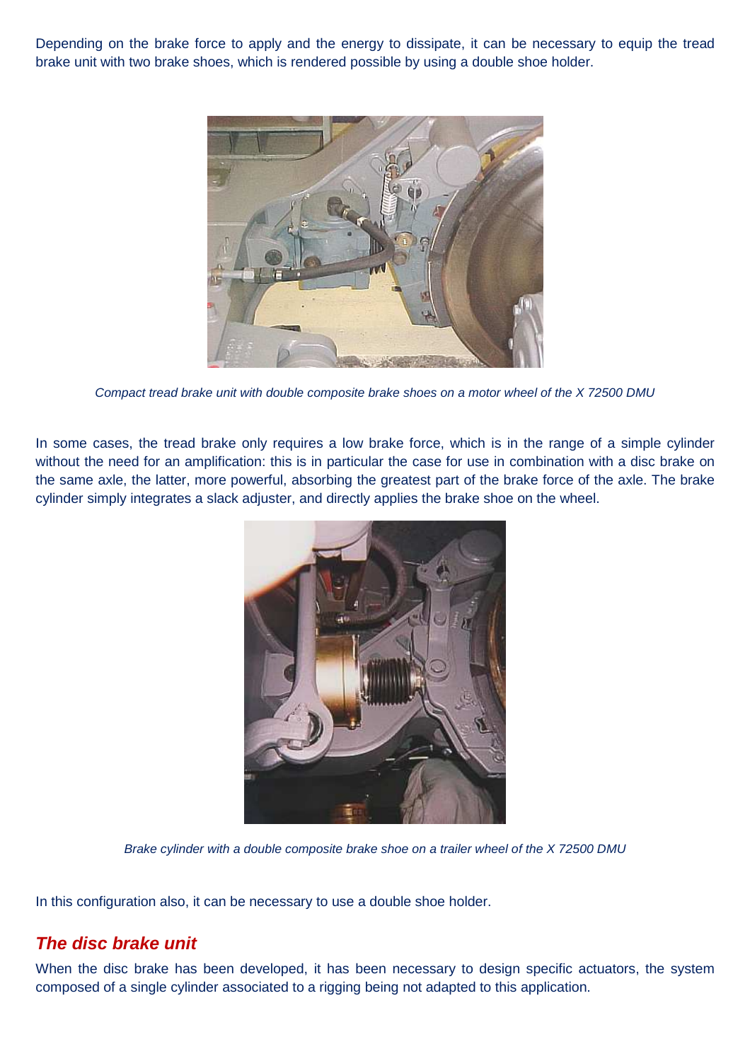Depending on the brake force to apply and the energy to dissipate, it can be necessary to equip the tread brake unit with two brake shoes, which is rendered possible by using a double shoe holder.

*Compact tread brake unit with double composite brake shoes on a motor wheel of the X 72500 DMU*

In some cases, the tread brake only requires a low brake force, which is in the range of a simple cylinder without the need for an amplification: this is in particular the case for use in combination with a disc brake on the same axle, the latter, more powerful, absorbing the greatest part of the brake force of the axle. The brake cylinder simply integrates a slack adjuster, and directly applies the brake shoe on the wheel.

*Brake cylinder with a double composite brake shoe on a trailer wheel of the X 72500 DMU*

In this configuration also, it can be necessary to use a double shoe holder.

## *The disc brake unit*

When the disc brake has been developed, it has been necessary to design specific actuators, the system composed of a single cylinder associated to a rigging being not adapted to this application.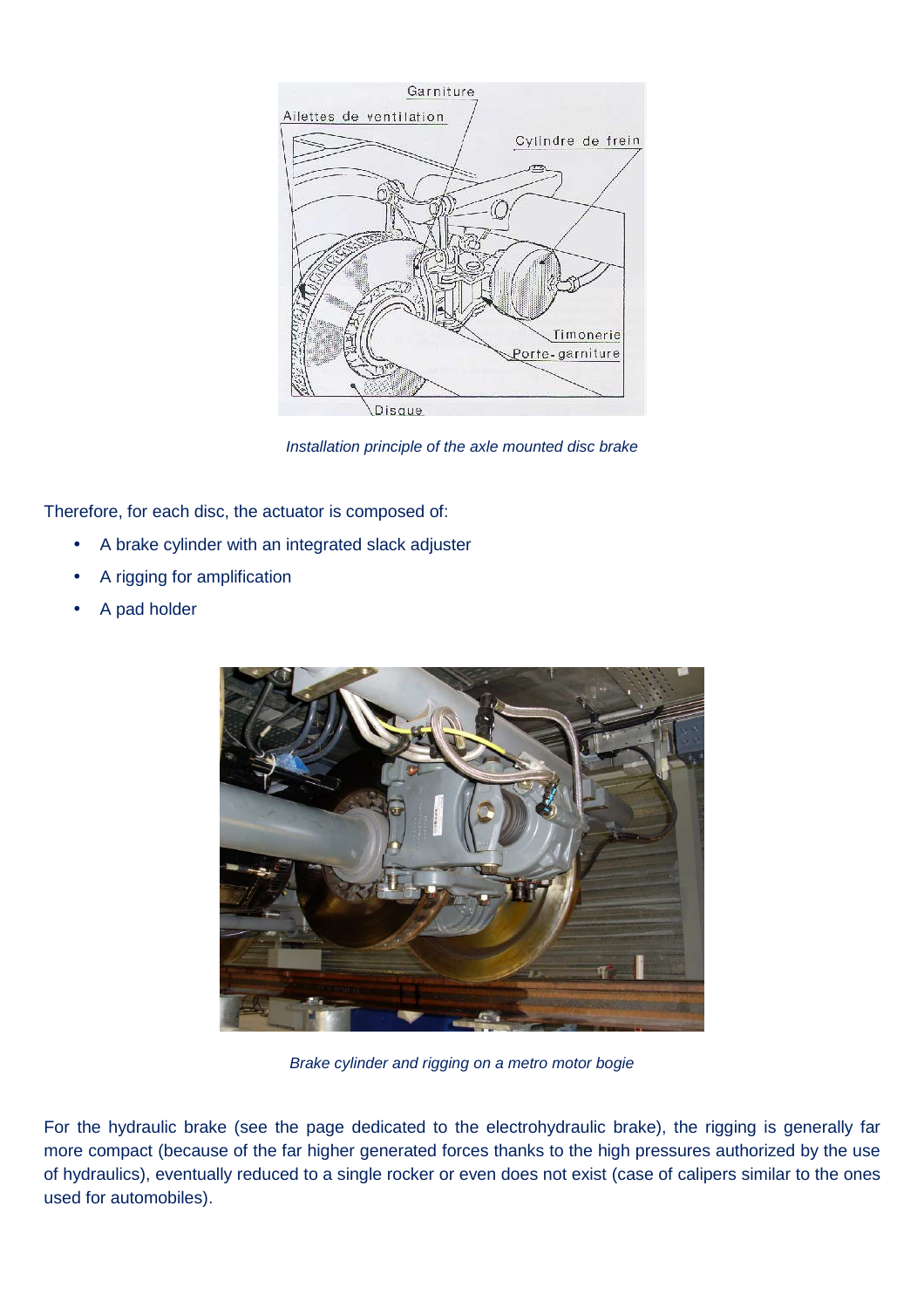Installation principle of the axle mounted disc brake

Therefore, for each disc, the actuator is composed of:

- A brake cylinder with an integrated slack adjuster
- A rigging for amplification
- A pad holder

Brake cylinder and rigging on a metro motor bogie

For the hydraulic brake (see the page dedicated to the electrohydraulic brake), the rigging is generally far more compact (because of the far higher generated forces thanks to the high pressures authorized by the use of hydraulics), eventually reduced to a single rocker or even does not exist (case of calipers similar to the ones used for automobiles).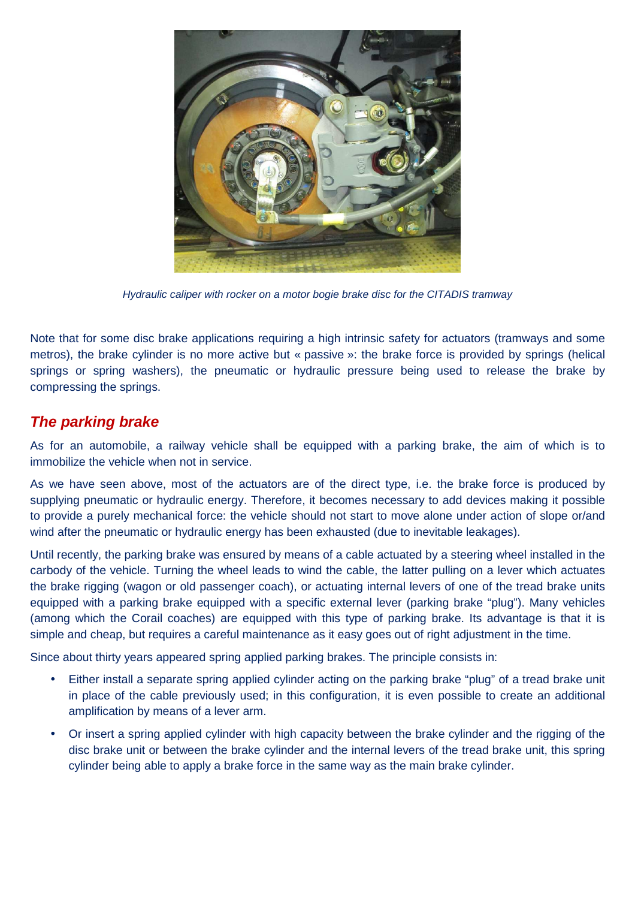*Hydraulic caliper with rocker on a motor bogie brake disc for the CITADIS tramway*

Note that for some disc brake applications requiring a high intrinsic safety for actuators (tramways and some metros), the brake cylinder is no more active but « passive »: the brake force is provided by springs (helical springs or spring washers), the pneumatic or hydraulic pressure being used to release the brake by compressing the springs.

## The parking brake

As for an automobile, a railway vehicle shall be equipped with a parking brake, the aim of which is to immobilize the vehicle when not in service.

As we have seen above, most of the actuators are of the direct type, i.e. the brake force is produced by supplying pneumatic or hydraulic energy. Therefore, it becomes necessary to add devices making it possible to provide a purely mechanical force: the vehicle should not start to move alone under action of slope or/and wind after the pneumatic or hydraulic energy has been exhausted (due to inevitable leakages).

Until recently, the parking brake was ensured by means of a cable actuated by a steering wheel installed in the carbody of the vehicle. Turning the wheel leads to wind the cable, the latter pulling on a lever which actuates the brake rigging (wagon or old passenger coach), or actuating internal levers of one of the tread brake units equipped with a parking brake equipped with a specific external lever (parking brake "plug"). Many vehicles (among which the Corail coaches) are equipped with this type of parking brake. Its advantage is that it is simple and cheap, but requires a careful maintenance as it easy goes out of right adjustment in the time.

Since about thirty years appeared spring applied parking brakes. The principle consists in:

- Either install a separate spring applied cylinder acting on the parking brake "plug" of a tread brake unit in place of the cable previously used; in this configuration, it is even possible to create an additional amplification by means of a lever arm.
- Or insert a spring applied cylinder with high capacity between the brake cylinder and the rigging of the disc brake unit or between the brake cylinder and the internal levers of the tread brake unit, this spring cylinder being able to apply a brake force in the same way as the main brake cylinder.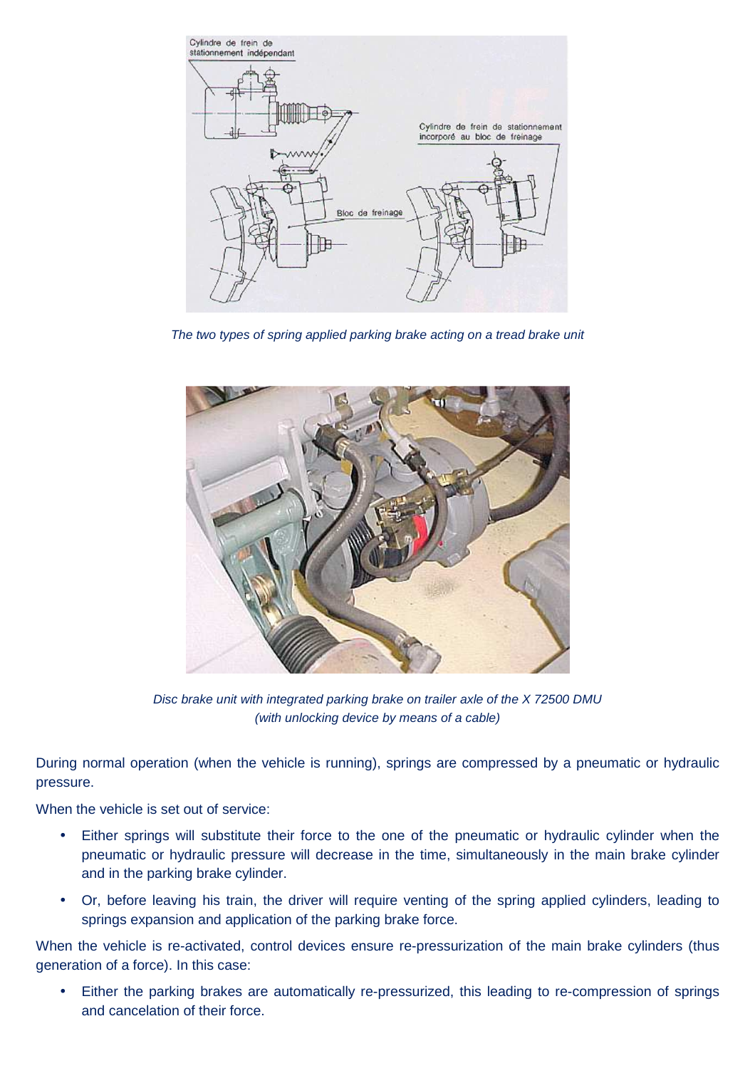Cylindre de frein de stationnement indépendant

Cylindre de frein de stationnement incorporé au bloc de freinage

Bloc de freinage

*The two types of spring applied parking brake acting on a tread brake unit*

*Disc brake unit with integrated parking brake on trailer axle of the X 72500 DMU (with unlocking device by means of a cable)*

During normal operation (when the vehicle is running), springs are compressed by a pneumatic or hydraulic pressure.

When the vehicle is set out of service:

- Either springs will substitute their force to the one of the pneumatic or hydraulic cylinder when the pneumatic or hydraulic pressure will decrease in the time, simultaneously in the main brake cylinder and in the parking brake cylinder.
- Or, before leaving his train, the driver will require venting of the spring applied cylinders, leading to springs expansion and application of the parking brake force.

When the vehicle is re-activated, control devices ensure re-pressurization of the main brake cylinders (thus generation of a force). In this case:

- Either the parking brakes are automatically re-pressurized, this leading to re-compression of springs and cancelation of their force.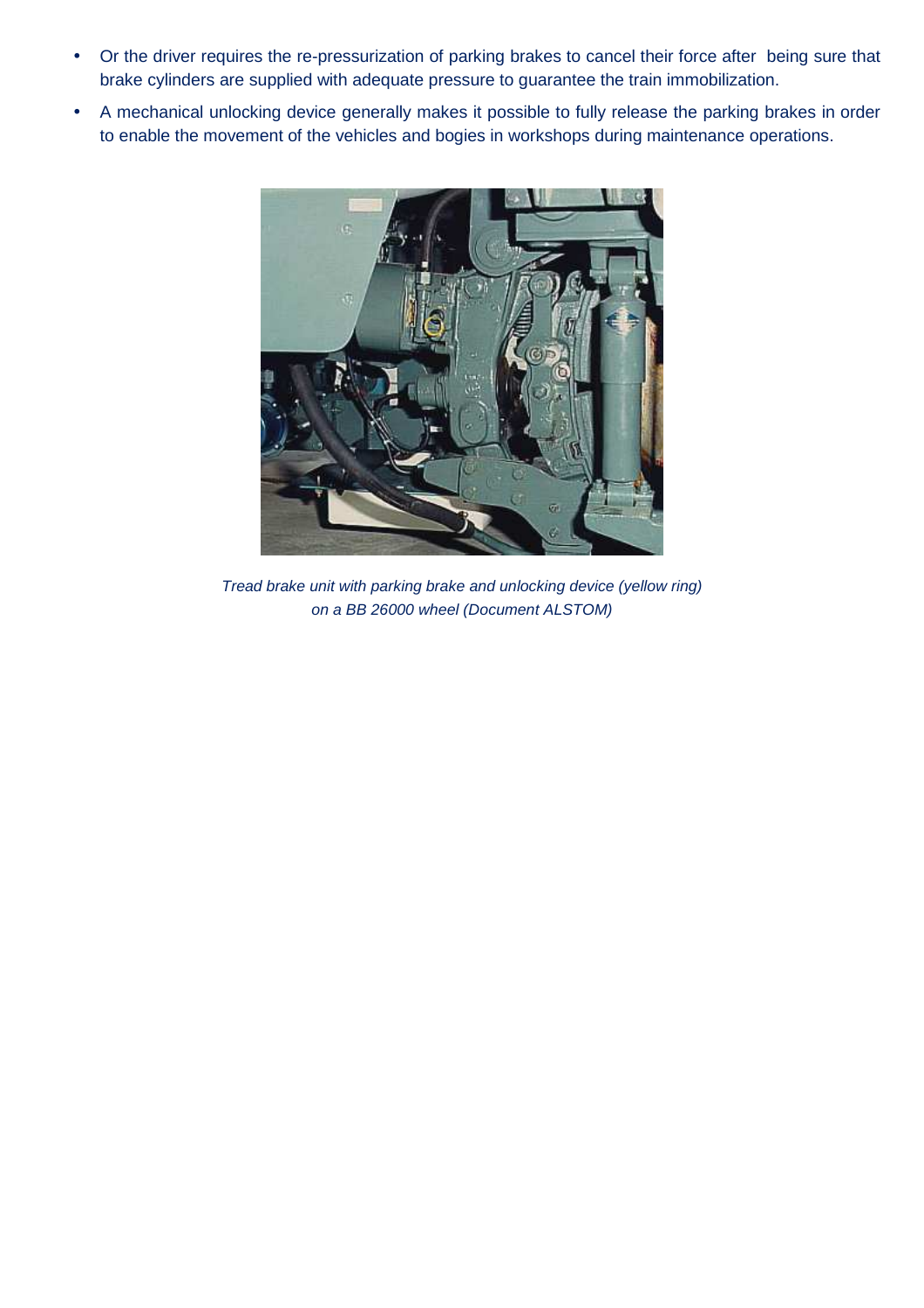- Or the driver requires the re-pressurization of parking brakes to cancel their force after being sure that brake cylinders are supplied with adequate pressure to guarantee the train immobilization.
- A mechanical unlocking device generally makes it possible to fully release the parking brakes in order to enable the movement of the vehicles and bogies in workshops during maintenance operations.

*Tread brake unit with parking brake and unlocking device (yellow ring) on a BB 26000 wheel (Document ALSTOM)*